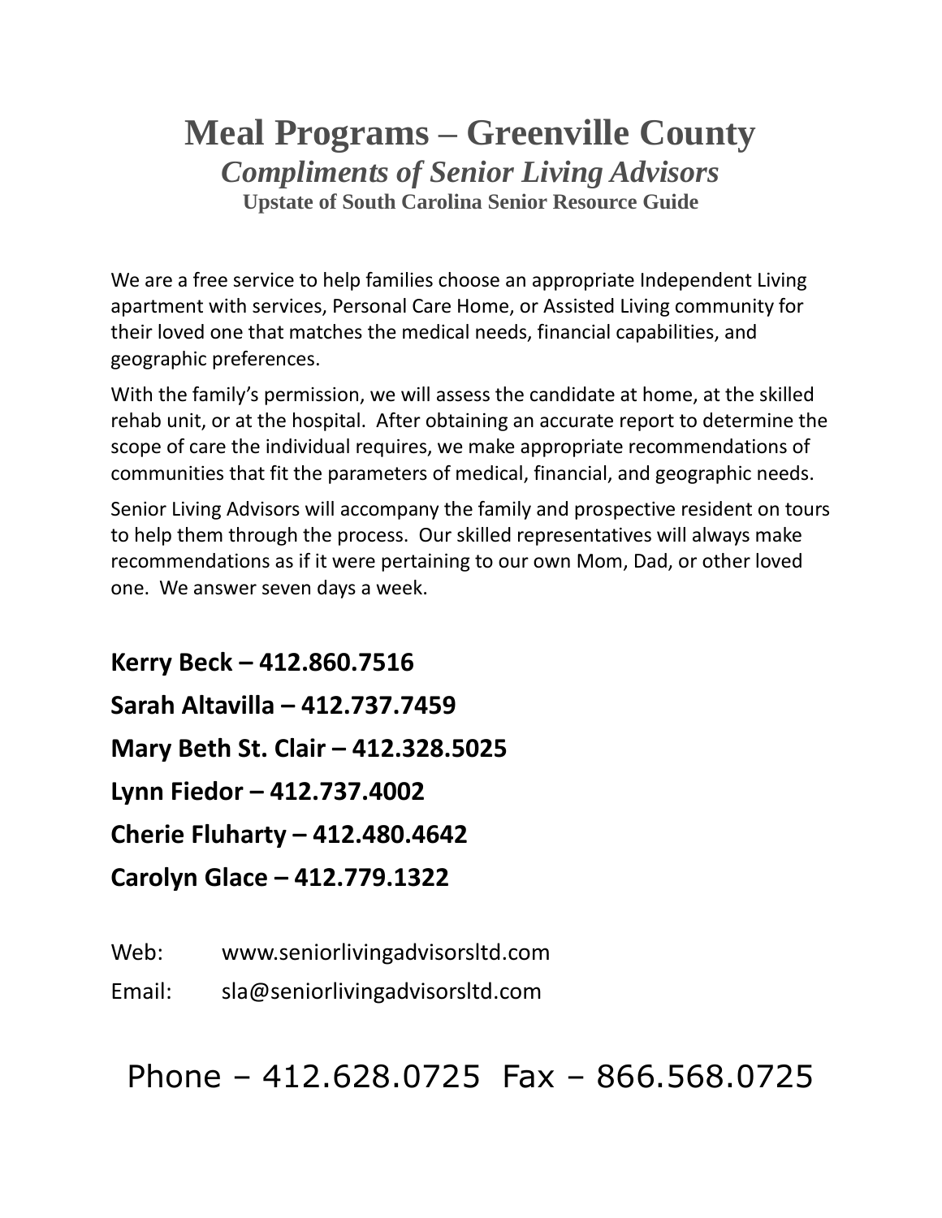# Meal Programs – Greenville County

***Compliments of Senior Living Advisors***

**Upstate of South Carolina Senior Resource Guide**

We are a free service to help families choose an appropriate Independent Living apartment with services, Personal Care Home, or Assisted Living community for their loved one that matches the medical needs, financial capabilities, and geographic preferences.

With the family's permission, we will assess the candidate at home, at the skilled rehab unit, or at the hospital. After obtaining an accurate report to determine the scope of care the individual requires, we make appropriate recommendations of communities that fit the parameters of medical, financial, and geographic needs.

Senior Living Advisors will accompany the family and prospective resident on tours to help them through the process. Our skilled representatives will always make recommendations as if it were pertaining to our own Mom, Dad, or other loved one. We answer seven days a week.

**Kerry Beck – 412.860.7516**

**Sarah Altavilla – 412.737.7459**

**Mary Beth St. Clair – 412.328.5025**

**Lynn Fiedor – 412.737.4002**

**Cherie Fluharty – 412.480.4642**

**Carolyn Glace – 412.779.1322**

Web: www.seniorlivingadvisorsltd.com

Email: sla@seniorlivingadvisorsltd.com

Phone – 412.628.0725 Fax – 866.568.0725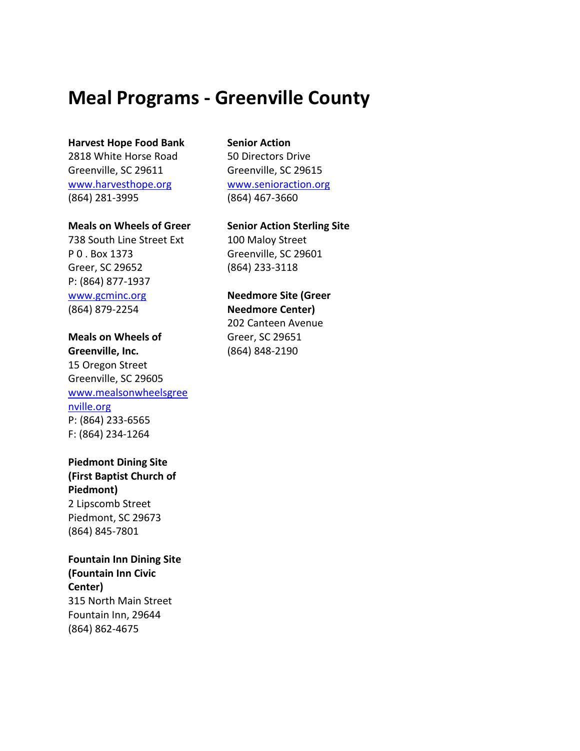# Meal Programs - Greenville County

**Harvest Hope Food Bank**
2818 White Horse Road
Greenville, SC 29611
www.harvesthope.org
(864) 281-3995

**Meals on Wheels of Greer**
738 South Line Street Ext
P 0 . Box 1373
Greer, SC 29652
P: (864) 877-1937
www.gcminc.org
(864) 879-2254

**Meals on Wheels of Greenville, Inc.**
15 Oregon Street
Greenville, SC 29605
www.mealsonwheelsgreenville.org
P: (864) 233-6565
F: (864) 234-1264

**Piedmont Dining Site (First Baptist Church of Piedmont)**
2 Lipscomb Street
Piedmont, SC 29673
(864) 845-7801

**Fountain Inn Dining Site (Fountain Inn Civic Center)**
315 North Main Street
Fountain Inn, 29644
(864) 862-4675

**Senior Action**
50 Directors Drive
Greenville, SC 29615
www.senioraction.org
(864) 467-3660

**Senior Action Sterling Site**
100 Maloy Street
Greenville, SC 29601
(864) 233-3118

**Needmore Site (Greer Needmore Center)**
202 Canteen Avenue
Greer, SC 29651
(864) 848-2190